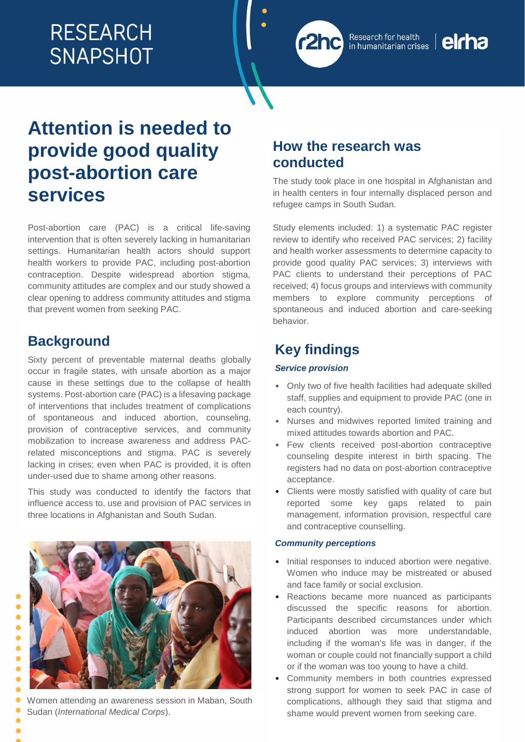RESEARCH SNAPSHOT

# Attention is needed to provide good quality post-abortion care services

Post-abortion care (PAC) is a critical life-saving intervention that is often severely lacking in humanitarian settings. Humanitarian health actors should support health workers to provide PAC, including post-abortion contraception. Despite widespread abortion stigma, community attitudes are complex and our study showed a clear opening to address community attitudes and stigma that prevent women from seeking PAC.

## Background

Sixty percent of preventable maternal deaths globally occur in fragile states, with unsafe abortion as a major cause in these settings due to the collapse of health systems. Post-abortion care (PAC) is a lifesaving package of interventions that includes treatment of complications of spontaneous and induced abortion, counseling, provision of contraceptive services, and community mobilization to increase awareness and address PAC-related misconceptions and stigma. PAC is severely lacking in crises; even when PAC is provided, it is often under-used due to shame among other reasons.

This study was conducted to identify the factors that influence access to, use and provision of PAC services in three locations in Afghanistan and South Sudan.

Women attending an awareness session in Maban, South Sudan (*International Medical Corps*).

## How the research was conducted

The study took place in one hospital in Afghanistan and in health centers in four internally displaced person and refugee camps in South Sudan.

Study elements included: 1) a systematic PAC register review to identify who received PAC services; 2) facility and health worker assessments to determine capacity to provide good quality PAC services; 3) interviews with PAC clients to understand their perceptions of PAC received; 4) focus groups and interviews with community members to explore community perceptions of spontaneous and induced abortion and care-seeking behavior.

## Key findings

### *Service provision*

- Only two of five health facilities had adequate skilled staff, supplies and equipment to provide PAC (one in each country).
- Nurses and midwives reported limited training and mixed attitudes towards abortion and PAC.
- Few clients received post-abortion contraceptive counseling despite interest in birth spacing. The registers had no data on post-abortion contraceptive acceptance.
- Clients were mostly satisfied with quality of care but reported some key gaps related to pain management, information provision, respectful care and contraceptive counselling.

### *Community perceptions*

- Initial responses to induced abortion were negative. Women who induce may be mistreated or abused and face family or social exclusion.
- Reactions became more nuanced as participants discussed the specific reasons for abortion. Participants described circumstances under which induced abortion was more understandable, including if the woman's life was in danger, if the woman or couple could not financially support a child or if the woman was too young to have a child.
- Community members in both countries expressed strong support for women to seek PAC in case of complications, although they said that stigma and shame would prevent women from seeking care.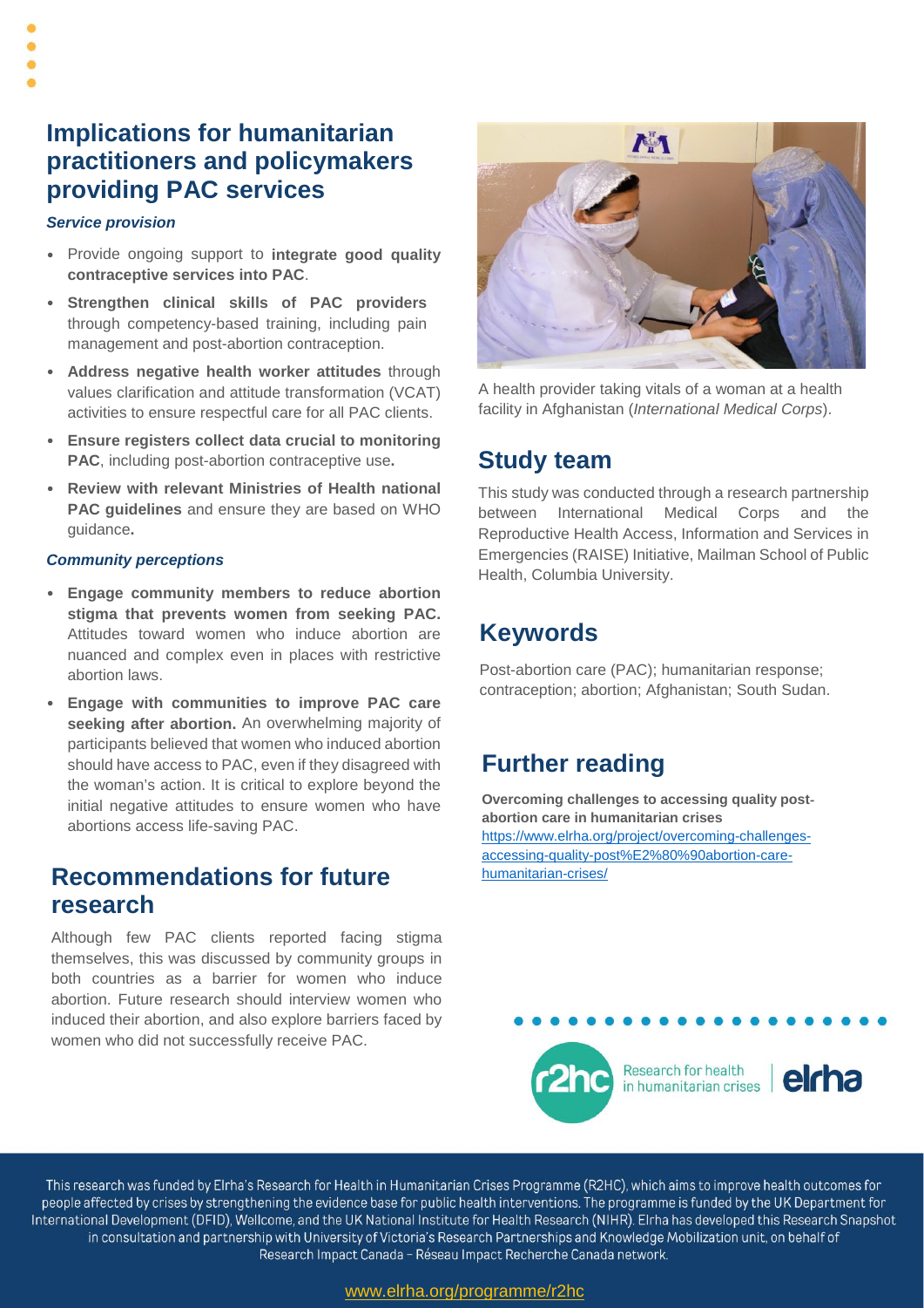## Implications for humanitarian practitioners and policymakers providing PAC services

***Service provision***

- Provide ongoing support to **integrate good quality contraceptive services into PAC**.
- **Strengthen clinical skills of PAC providers** through competency-based training, including pain management and post-abortion contraception.
- **Address negative health worker attitudes** through values clarification and attitude transformation (VCAT) activities to ensure respectful care for all PAC clients.
- **Ensure registers collect data crucial to monitoring PAC**, including post-abortion contraceptive use**.**
- **Review with relevant Ministries of Health national PAC guidelines** and ensure they are based on WHO guidance**.**

***Community perceptions***

- **Engage community members to reduce abortion stigma that prevents women from seeking PAC.** Attitudes toward women who induce abortion are nuanced and complex even in places with restrictive abortion laws.
- **Engage with communities to improve PAC care seeking after abortion.** An overwhelming majority of participants believed that women who induced abortion should have access to PAC, even if they disagreed with the woman's action. It is critical to explore beyond the initial negative attitudes to ensure women who have abortions access life-saving PAC.

## Recommendations for future research

Although few PAC clients reported facing stigma themselves, this was discussed by community groups in both countries as a barrier for women who induce abortion. Future research should interview women who induced their abortion, and also explore barriers faced by women who did not successfully receive PAC.

A health provider taking vitals of a woman at a health facility in Afghanistan (*International Medical Corps*).

## Study team

This study was conducted through a research partnership between International Medical Corps and the Reproductive Health Access, Information and Services in Emergencies (RAISE) Initiative, Mailman School of Public Health, Columbia University.

## Keywords

Post-abortion care (PAC); humanitarian response; contraception; abortion; Afghanistan; South Sudan.

## Further reading

**Overcoming challenges to accessing quality post-abortion care in humanitarian crises**
https://www.elrha.org/project/overcoming-challenges-accessing-quality-post%E2%80%90abortion-care-humanitarian-crises/

r2hc Research for health in humanitarian crises | elrha

This research was funded by Elrha's Research for Health in Humanitarian Crises Programme (R2HC), which aims to improve health outcomes for people affected by crises by strengthening the evidence base for public health interventions. The programme is funded by the UK Department for International Development (DFID), Wellcome, and the UK National Institute for Health Research (NIHR). Elrha has developed this Research Snapshot in consultation and partnership with University of Victoria's Research Partnerships and Knowledge Mobilization unit, on behalf of Research Impact Canada – Réseau Impact Recherche Canada network.

www.elrha.org/programme/r2hc